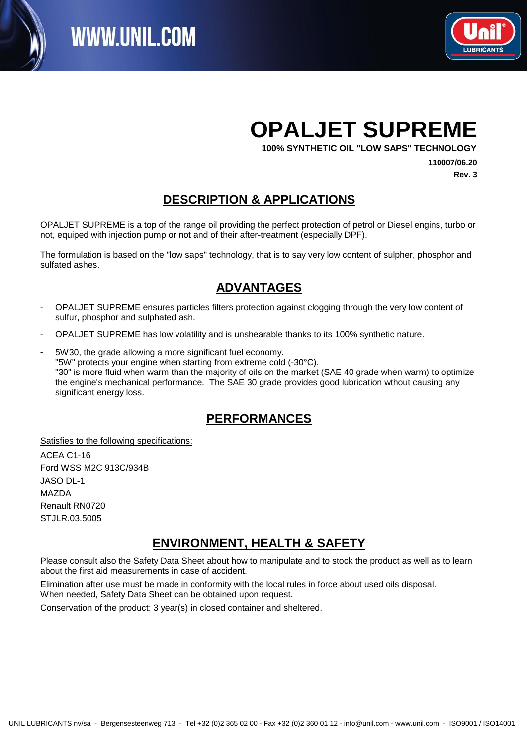# OPALJET SUPREME

**100% SYNTHETIC OIL "LOW SAPS" TECHNOLOGY**

**110007/06.20**

**Rev. 3**

## DESCRIPTION & APPLICATIONS

OPALJET SUPREME is a top of the range oil providing the perfect protection of petrol or Diesel engins, turbo or not, equiped with injection pump or not and of their after-treatment (especially DPF).

The formulation is based on the "low saps" technology, that is to say very low content of sulpher, phosphor and sulfated ashes.

## ADVANTAGES

- OPALJET SUPREME ensures particles filters protection against clogging through the very low content of sulfur, phosphor and sulphated ash.
- OPALJET SUPREME has low volatility and is unshearable thanks to its 100% synthetic nature.
- 5W30, the grade allowing a more significant fuel economy.
  "5W" protects your engine when starting from extreme cold (-30°C).
  "30" is more fluid when warm than the majority of oils on the market (SAE 40 grade when warm) to optimize the engine's mechanical performance. The SAE 30 grade provides good lubrication wthout causing any significant energy loss.

## PERFORMANCES

Satisfies to the following specifications:

ACEA C1-16
Ford WSS M2C 913C/934B
JASO DL-1
MAZDA
Renault RN0720
STJLR.03.5005

## ENVIRONMENT, HEALTH & SAFETY

Please consult also the Safety Data Sheet about how to manipulate and to stock the product as well as to learn about the first aid measurements in case of accident.

Elimination after use must be made in conformity with the local rules in force about used oils disposal.
When needed, Safety Data Sheet can be obtained upon request.

Conservation of the product: 3 year(s) in closed container and sheltered.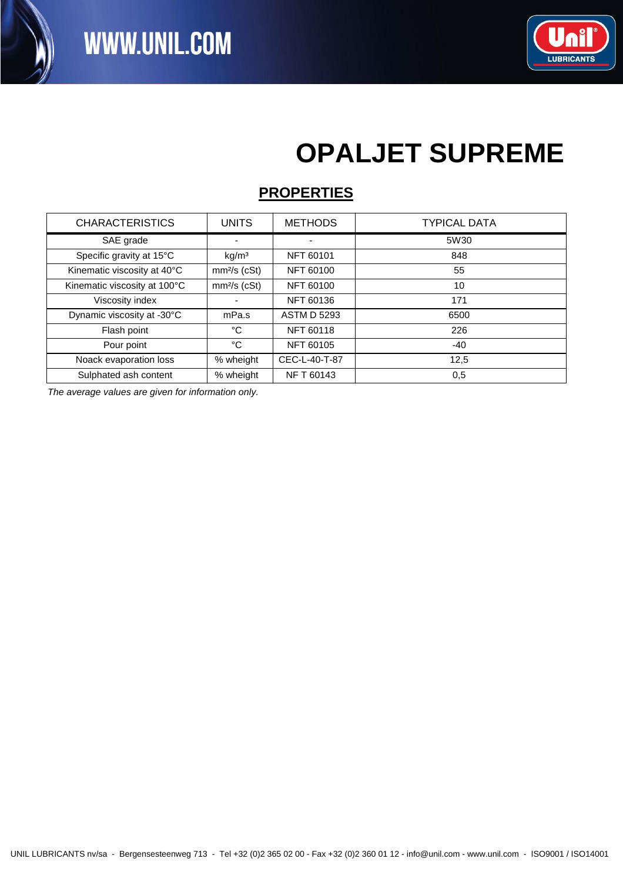# OPALJET SUPREME

## PROPERTIES

| CHARACTERISTICS | UNITS | METHODS | TYPICAL DATA |
|---|---|---|---|
| SAE grade | - | - | 5W30 |
| Specific gravity at 15°C | kg/m³ | NFT 60101 | 848 |
| Kinematic viscosity at 40°C | mm²/s (cSt) | NFT 60100 | 55 |
| Kinematic viscosity at 100°C | mm²/s (cSt) | NFT 60100 | 10 |
| Viscosity index | - | NFT 60136 | 171 |
| Dynamic viscosity at -30°C | mPa.s | ASTM D 5293 | 6500 |
| Flash point | °C | NFT 60118 | 226 |
| Pour point | °C | NFT 60105 | -40 |
| Noack evaporation loss | % wheight | CEC-L-40-T-87 | 12,5 |
| Sulphated ash content | % wheight | NF T 60143 | 0,5 |

*The average values are given for information only.*

UNIL LUBRICANTS nv/sa - Bergensesteenweg 713 - Tel +32 (0)2 365 02 00 - Fax +32 (0)2 360 01 12 - info@unil.com - www.unil.com - ISO9001 / ISO14001